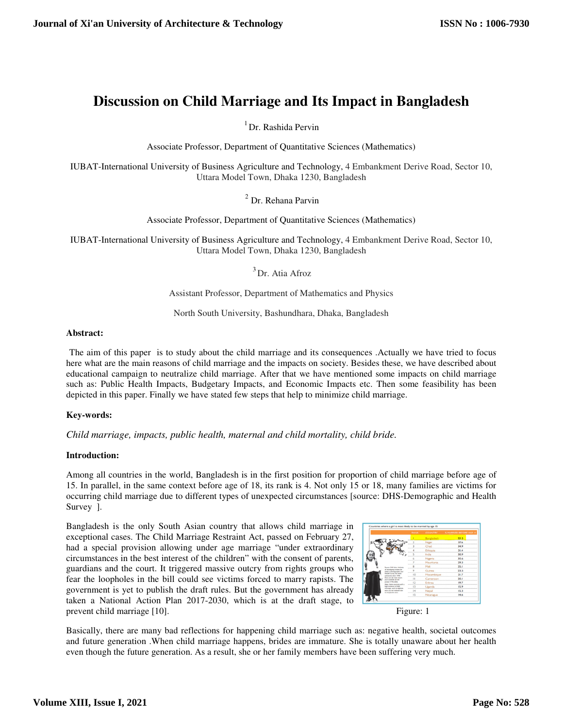# Discussion on Child Marriage and Its Impact in Bangladesh

[1] Dr. Rashida Pervin

Associate Professor, Department of Quantitative Sciences (Mathematics)

IUBAT-International University of Business Agriculture and Technology, 4 Embankment Derive Road, Sector 10, Uttara Model Town, Dhaka 1230, Bangladesh

[2] Dr. Rehana Parvin

Associate Professor, Department of Quantitative Sciences (Mathematics)

IUBAT-International University of Business Agriculture and Technology, 4 Embankment Derive Road, Sector 10, Uttara Model Town, Dhaka 1230, Bangladesh

[3] Dr. Atia Afroz

Assistant Professor, Department of Mathematics and Physics

North South University, Bashundhara, Dhaka, Bangladesh

**Abstract:**

The aim of this paper is to study about the child marriage and its consequences .Actually we have tried to focus here what are the main reasons of child marriage and the impacts on society. Besides these, we have described about educational campaign to neutralize child marriage. After that we have mentioned some impacts on child marriage such as: Public Health Impacts, Budgetary Impacts, and Economic Impacts etc. Then some feasibility has been depicted in this paper. Finally we have stated few steps that help to minimize child marriage.

**Key-words:**

*Child marriage, impacts, public health, maternal and child mortality, child bride.*

**Introduction:**

Among all countries in the world, Bangladesh is in the first position for proportion of child marriage before age of 15. In parallel, in the same context before age of 18, its rank is 4. Not only 15 or 18, many families are victims for occurring child marriage due to different types of unexpected circumstances [source: DHS-Demographic and Health Survey ].

Bangladesh is the only South Asian country that allows child marriage in exceptional cases. The Child Marriage Restraint Act, passed on February 27, had a special provision allowing under age marriage "under extraordinary circumstances in the best interest of the children" with the consent of parents, guardians and the court. It triggered massive outcry from rights groups who fear the loopholes in the bill could see victims forced to marry rapists. The government is yet to publish the draft rules. But the government has already taken a National Action Plan 2017-2030, which is at the draft stage, to prevent child marriage [10].

Countries where a girl is most likely to be married by age 15

| RANK | COUNTRY | % MARRIED BEFORE AGE 15 |
|---|---|---|
| 1 | Bangladesh | 52.5 |
| 2 | Niger | 37.6 |
| 3 | Chad | 34.9 |
| 4 | Ethiopia | 31.4 |
| 5 | India | 30.9 |
| 6 | Nigeria | 30.6 |
| 7 | Mauritania | 29.3 |
| 8 | Mali | 25.1 |
| 9 | Guinea | 23.5 |
| 10 | Mozambique | 21.7 |
| 11 | Cameroon | 20.1 |
| 12 | Eritrea | 19.7 |
| 13 | Uganda | 15.9 |
| 14 | Nepal | 15.3 |
| 15 | Nicaragua | 14.6 |

Figure: 1

Basically, there are many bad reflections for happening child marriage such as: negative health, societal outcomes and future generation .When child marriage happens, brides are immature. She is totally unaware about her health even though the future generation. As a result, she or her family members have been suffering very much.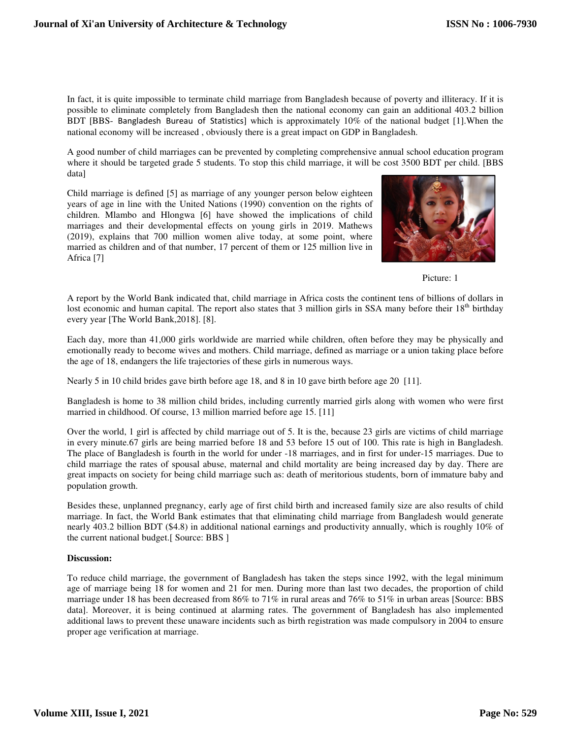In fact, it is quite impossible to terminate child marriage from Bangladesh because of poverty and illiteracy. If it is possible to eliminate completely from Bangladesh then the national economy can gain an additional 403.2 billion BDT [BBS- Bangladesh Bureau of Statistics] which is approximately 10% of the national budget [1].When the national economy will be increased , obviously there is a great impact on GDP in Bangladesh.

A good number of child marriages can be prevented by completing comprehensive annual school education program where it should be targeted grade 5 students. To stop this child marriage, it will be cost 3500 BDT per child. [BBS data]

Child marriage is defined [5] as marriage of any younger person below eighteen years of age in line with the United Nations (1990) convention on the rights of children. Mlambo and Hlongwa [6] have showed the implications of child marriages and their developmental effects on young girls in 2019. Mathews (2019), explains that 700 million women alive today, at some point, where married as children and of that number, 17 percent of them or 125 million live in Africa [7]

Picture: 1

A report by the World Bank indicated that, child marriage in Africa costs the continent tens of billions of dollars in lost economic and human capital. The report also states that 3 million girls in SSA many before their 18th birthday every year [The World Bank,2018]. [8].

Each day, more than 41,000 girls worldwide are married while children, often before they may be physically and emotionally ready to become wives and mothers. Child marriage, defined as marriage or a union taking place before the age of 18, endangers the life trajectories of these girls in numerous ways.

Nearly 5 in 10 child brides gave birth before age 18, and 8 in 10 gave birth before age 20 [11].

Bangladesh is home to 38 million child brides, including currently married girls along with women who were first married in childhood. Of course, 13 million married before age 15. [11]

Over the world, 1 girl is affected by child marriage out of 5. It is the, because 23 girls are victims of child marriage in every minute.67 girls are being married before 18 and 53 before 15 out of 100. This rate is high in Bangladesh. The place of Bangladesh is fourth in the world for under -18 marriages, and in first for under-15 marriages. Due to child marriage the rates of spousal abuse, maternal and child mortality are being increased day by day. There are great impacts on society for being child marriage such as: death of meritorious students, born of immature baby and population growth.

Besides these, unplanned pregnancy, early age of first child birth and increased family size are also results of child marriage. In fact, the World Bank estimates that that eliminating child marriage from Bangladesh would generate nearly 403.2 billion BDT ($4.8) in additional national earnings and productivity annually, which is roughly 10% of the current national budget.[ Source: BBS ]

**Discussion:**

To reduce child marriage, the government of Bangladesh has taken the steps since 1992, with the legal minimum age of marriage being 18 for women and 21 for men. During more than last two decades, the proportion of child marriage under 18 has been decreased from 86% to 71% in rural areas and 76% to 51% in urban areas [Source: BBS data]. Moreover, it is being continued at alarming rates. The government of Bangladesh has also implemented additional laws to prevent these unaware incidents such as birth registration was made compulsory in 2004 to ensure proper age verification at marriage.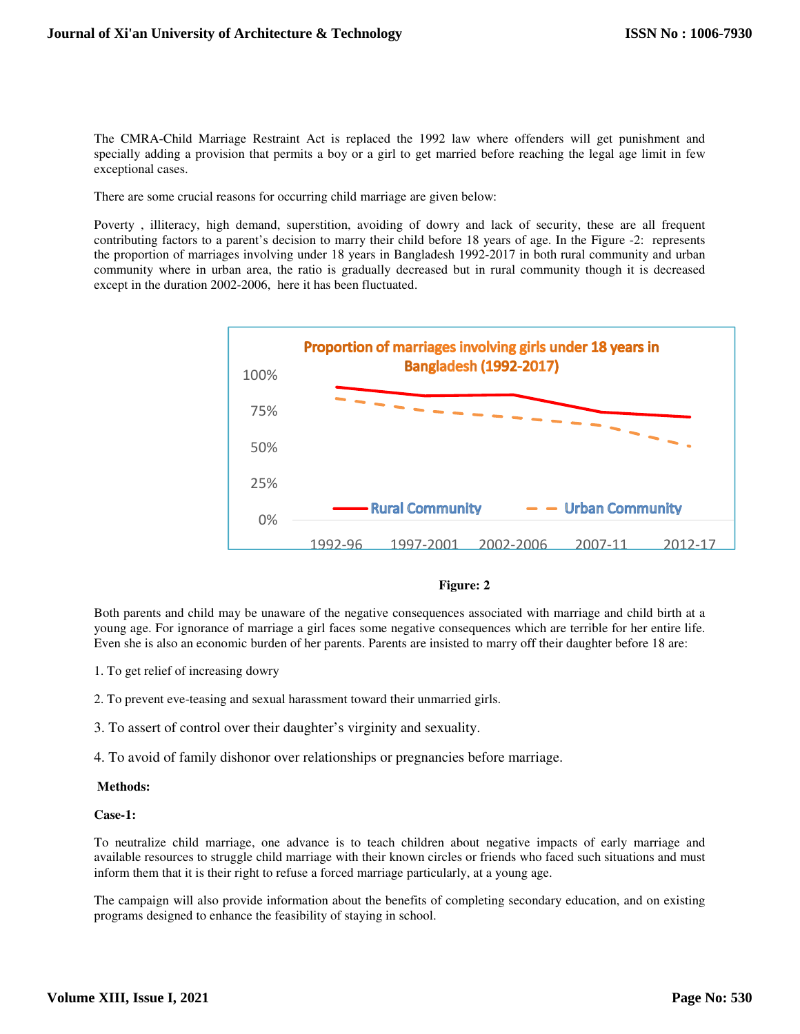The CMRA-Child Marriage Restraint Act is replaced the 1992 law where offenders will get punishment and specially adding a provision that permits a boy or a girl to get married before reaching the legal age limit in few exceptional cases.

There are some crucial reasons for occurring child marriage are given below:

Poverty , illiteracy, high demand, superstition, avoiding of dowry and lack of security, these are all frequent contributing factors to a parent's decision to marry their child before 18 years of age. In the Figure -2: represents the proportion of marriages involving under 18 years in Bangladesh 1992-2017 in both rural community and urban community where in urban area, the ratio is gradually decreased but in rural community though it is decreased except in the duration 2002-2006, here it has been fluctuated.

Figure: 2

Both parents and child may be unaware of the negative consequences associated with marriage and child birth at a young age. For ignorance of marriage a girl faces some negative consequences which are terrible for her entire life. Even she is also an economic burden of her parents. Parents are insisted to marry off their daughter before 18 are:

1. To get relief of increasing dowry
2. To prevent eve-teasing and sexual harassment toward their unmarried girls.
3. To assert of control over their daughter's virginity and sexuality.
4. To avoid of family dishonor over relationships or pregnancies before marriage.

**Methods:**

**Case-1:**

To neutralize child marriage, one advance is to teach children about negative impacts of early marriage and available resources to struggle child marriage with their known circles or friends who faced such situations and must inform them that it is their right to refuse a forced marriage particularly, at a young age.

The campaign will also provide information about the benefits of completing secondary education, and on existing programs designed to enhance the feasibility of staying in school.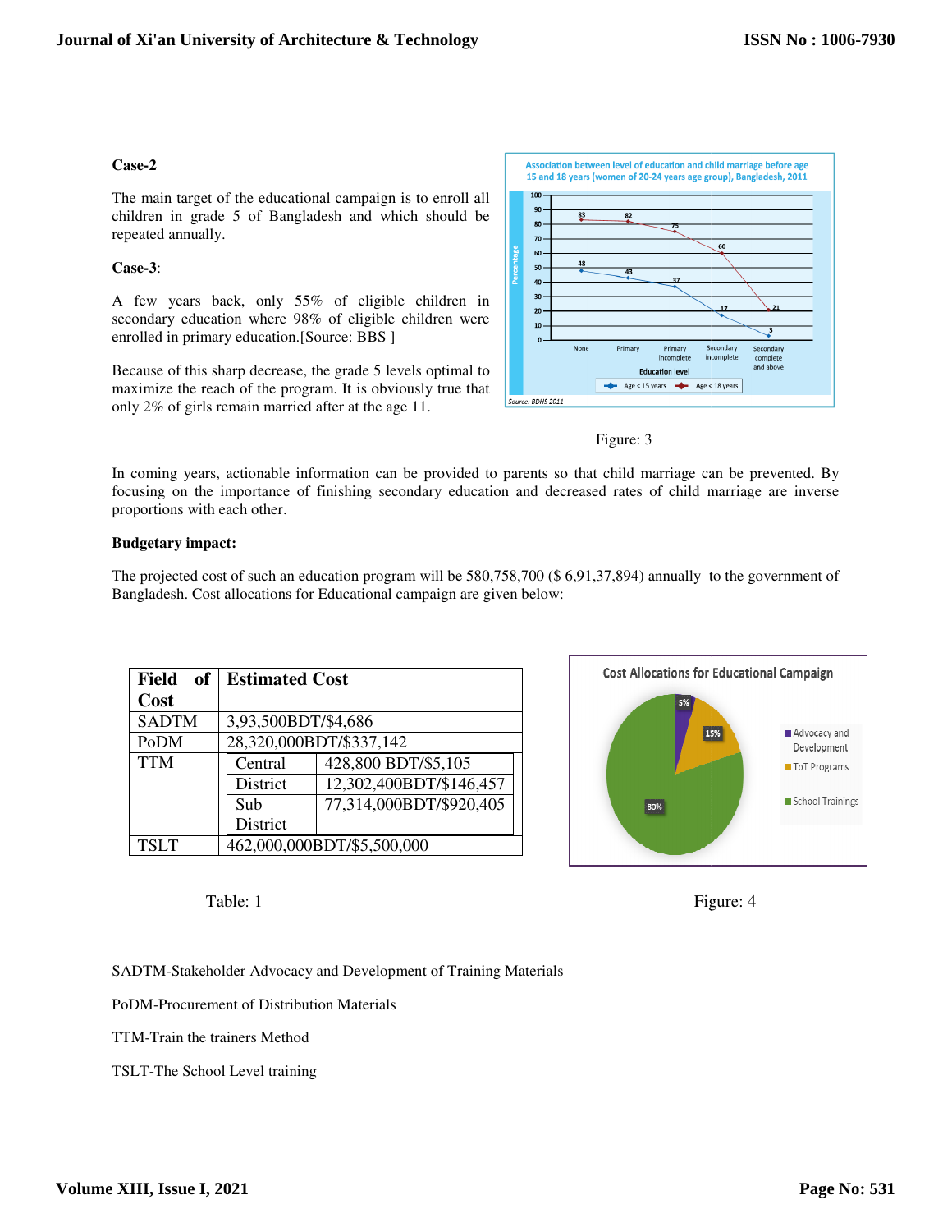**Case-2**

The main target of the educational campaign is to enroll all children in grade 5 of Bangladesh and which should be repeated annually.

**Case-3**:

A few years back, only 55% of eligible children in secondary education where 98% of eligible children were enrolled in primary education.[Source: BBS ]

Because of this sharp decrease, the grade 5 levels optimal to maximize the reach of the program. It is obviously true that only 2% of girls remain married after at the age 11.

Figure: 3

In coming years, actionable information can be provided to parents so that child marriage can be prevented. By focusing on the importance of finishing secondary education and decreased rates of child marriage are inverse proportions with each other.

**Budgetary impact:**

The projected cost of such an education program will be 580,758,700 ($ 6,91,37,894) annually to the government of Bangladesh. Cost allocations for Educational campaign are given below:

| Field of Cost | Estimated Cost | |
|---|---|---|
| SADTM | 3,93,500BDT/$4,686 | |
| PoDM | 28,320,000BDT/$337,142 | |
| TTM | Central | 428,800 BDT/$5,105 |
| | District | 12,302,400BDT/$146,457 |
| | Sub District | 77,314,000BDT/$920,405 |
| TSLT | 462,000,000BDT/$5,500,000 | |

Table: 1

Figure: 4

SADTM-Stakeholder Advocacy and Development of Training Materials

PoDM-Procurement of Distribution Materials

TTM-Train the trainers Method

TSLT-The School Level training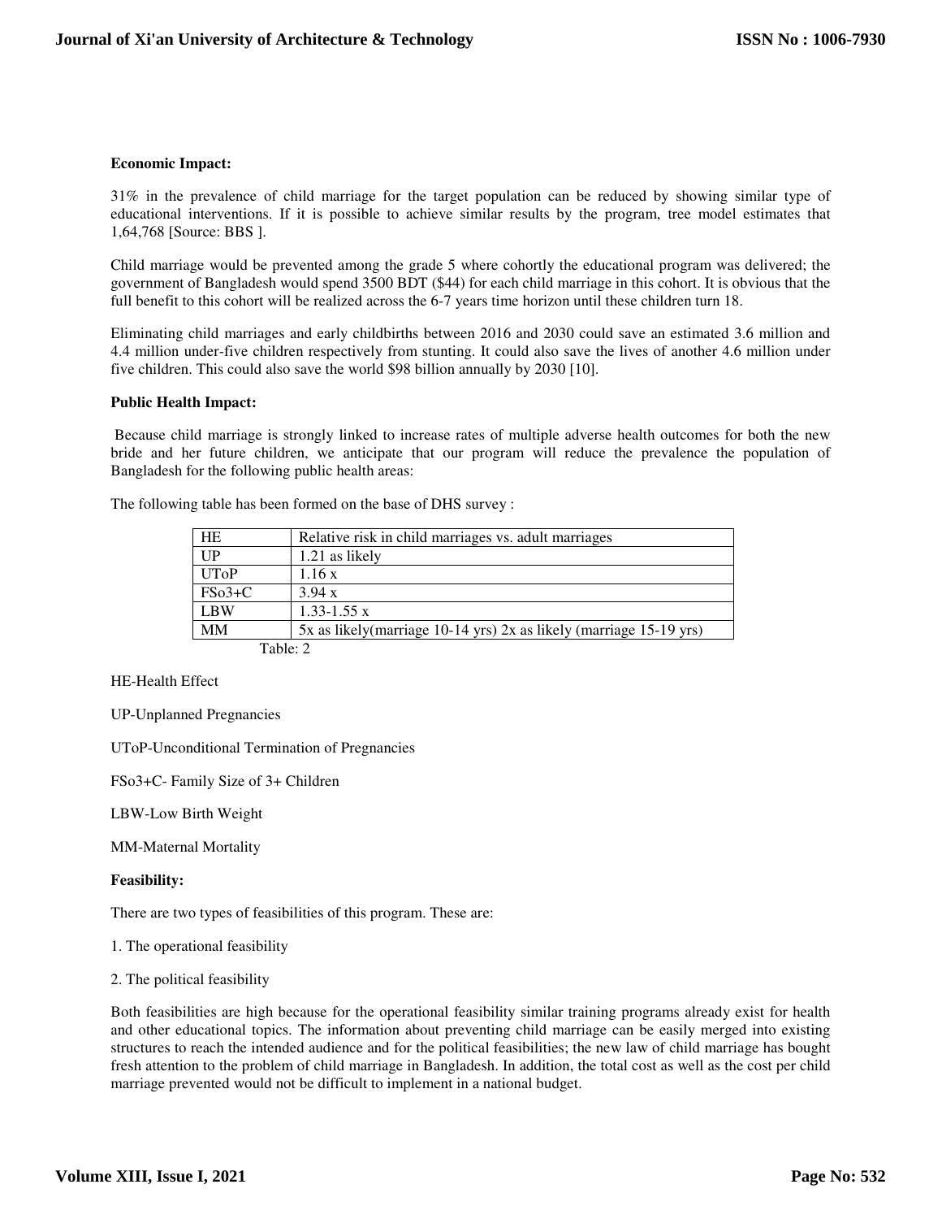**Economic Impact:**

31% in the prevalence of child marriage for the target population can be reduced by showing similar type of educational interventions. If it is possible to achieve similar results by the program, tree model estimates that 1,64,768 [Source: BBS ].

Child marriage would be prevented among the grade 5 where cohortly the educational program was delivered; the government of Bangladesh would spend 3500 BDT ($44) for each child marriage in this cohort. It is obvious that the full benefit to this cohort will be realized across the 6-7 years time horizon until these children turn 18.

Eliminating child marriages and early childbirths between 2016 and 2030 could save an estimated 3.6 million and 4.4 million under-five children respectively from stunting. It could also save the lives of another 4.6 million under five children. This could also save the world $98 billion annually by 2030 [10].

**Public Health Impact:**

Because child marriage is strongly linked to increase rates of multiple adverse health outcomes for both the new bride and her future children, we anticipate that our program will reduce the prevalence the population of Bangladesh for the following public health areas:

The following table has been formed on the base of DHS survey :

| HE | Relative risk in child marriages vs. adult marriages |
|---|---|
| UP | 1.21 as likely |
| UToP | 1.16 x |
| FSo3+C | 3.94 x |
| LBW | 1.33-1.55 x |
| MM | 5x as likely(marriage 10-14 yrs) 2x as likely (marriage 15-19 yrs) |

Table: 2

HE-Health Effect

UP-Unplanned Pregnancies

UToP-Unconditional Termination of Pregnancies

FSo3+C- Family Size of 3+ Children

LBW-Low Birth Weight

MM-Maternal Mortality

**Feasibility:**

There are two types of feasibilities of this program. These are:

1. The operational feasibility

2. The political feasibility

Both feasibilities are high because for the operational feasibility similar training programs already exist for health and other educational topics. The information about preventing child marriage can be easily merged into existing structures to reach the intended audience and for the political feasibilities; the new law of child marriage has bought fresh attention to the problem of child marriage in Bangladesh. In addition, the total cost as well as the cost per child marriage prevented would not be difficult to implement in a national budget.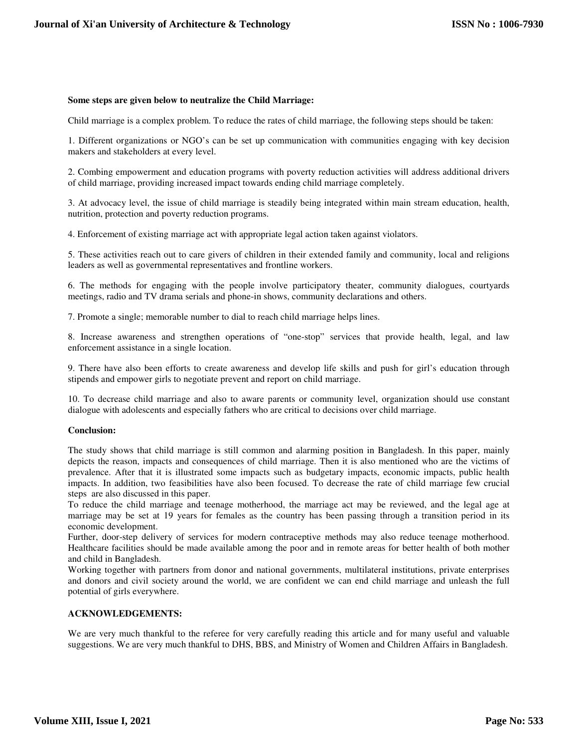**Some steps are given below to neutralize the Child Marriage:**

Child marriage is a complex problem. To reduce the rates of child marriage, the following steps should be taken:

1. Different organizations or NGO's can be set up communication with communities engaging with key decision makers and stakeholders at every level.

2. Combing empowerment and education programs with poverty reduction activities will address additional drivers of child marriage, providing increased impact towards ending child marriage completely.

3. At advocacy level, the issue of child marriage is steadily being integrated within main stream education, health, nutrition, protection and poverty reduction programs.

4. Enforcement of existing marriage act with appropriate legal action taken against violators.

5. These activities reach out to care givers of children in their extended family and community, local and religions leaders as well as governmental representatives and frontline workers.

6. The methods for engaging with the people involve participatory theater, community dialogues, courtyards meetings, radio and TV drama serials and phone-in shows, community declarations and others.

7. Promote a single; memorable number to dial to reach child marriage helps lines.

8. Increase awareness and strengthen operations of "one-stop" services that provide health, legal, and law enforcement assistance in a single location.

9. There have also been efforts to create awareness and develop life skills and push for girl's education through stipends and empower girls to negotiate prevent and report on child marriage.

10. To decrease child marriage and also to aware parents or community level, organization should use constant dialogue with adolescents and especially fathers who are critical to decisions over child marriage.

**Conclusion:**

The study shows that child marriage is still common and alarming position in Bangladesh. In this paper, mainly depicts the reason, impacts and consequences of child marriage. Then it is also mentioned who are the victims of prevalence. After that it is illustrated some impacts such as budgetary impacts, economic impacts, public health impacts. In addition, two feasibilities have also been focused. To decrease the rate of child marriage few crucial steps are also discussed in this paper.

To reduce the child marriage and teenage motherhood, the marriage act may be reviewed, and the legal age at marriage may be set at 19 years for females as the country has been passing through a transition period in its economic development.

Further, door-step delivery of services for modern contraceptive methods may also reduce teenage motherhood. Healthcare facilities should be made available among the poor and in remote areas for better health of both mother and child in Bangladesh.

Working together with partners from donor and national governments, multilateral institutions, private enterprises and donors and civil society around the world, we are confident we can end child marriage and unleash the full potential of girls everywhere.

**ACKNOWLEDGEMENTS:**

We are very much thankful to the referee for very carefully reading this article and for many useful and valuable suggestions. We are very much thankful to DHS, BBS, and Ministry of Women and Children Affairs in Bangladesh.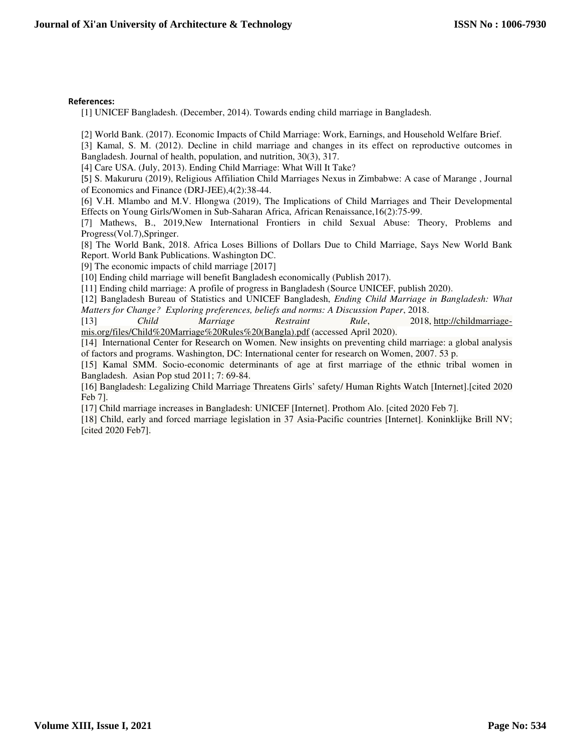**References:**

[1] UNICEF Bangladesh. (December, 2014). Towards ending child marriage in Bangladesh.

[2] World Bank. (2017). Economic Impacts of Child Marriage: Work, Earnings, and Household Welfare Brief.

[3] Kamal, S. M. (2012). Decline in child marriage and changes in its effect on reproductive outcomes in Bangladesh. Journal of health, population, and nutrition, 30(3), 317.

[4] Care USA. (July, 2013). Ending Child Marriage: What Will It Take?

[5] S. Makururu (2019), Religious Affiliation Child Marriages Nexus in Zimbabwe: A case of Marange , Journal of Economics and Finance (DRJ-JEE),4(2):38-44.

[6] V.H. Mlambo and M.V. Hlongwa (2019), The Implications of Child Marriages and Their Developmental Effects on Young Girls/Women in Sub-Saharan Africa, African Renaissance,16(2):75-99.

[7] Mathews, B., 2019,New International Frontiers in child Sexual Abuse: Theory, Problems and Progress(Vol.7),Springer.

[8] The World Bank, 2018. Africa Loses Billions of Dollars Due to Child Marriage, Says New World Bank Report. World Bank Publications. Washington DC.

[9] The economic impacts of child marriage [2017]

[10] Ending child marriage will benefit Bangladesh economically (Publish 2017).

[11] Ending child marriage: A profile of progress in Bangladesh (Source UNICEF, publish 2020).

[12] Bangladesh Bureau of Statistics and UNICEF Bangladesh, *Ending Child Marriage in Bangladesh: What Matters for Change? Exploring preferences, beliefs and norms: A Discussion Paper*, 2018.

[13] *Child Marriage Restraint Rule*, 2018, http://childmarriage-mis.org/files/Child%20Marriage%20Rules%20(Bangla).pdf (accessed April 2020).

[14] International Center for Research on Women. New insights on preventing child marriage: a global analysis of factors and programs. Washington, DC: International center for research on Women, 2007. 53 p.

[15] Kamal SMM. Socio-economic determinants of age at first marriage of the ethnic tribal women in Bangladesh. Asian Pop stud 2011; 7: 69-84.

[16] Bangladesh: Legalizing Child Marriage Threatens Girls' safety/ Human Rights Watch [Internet].[cited 2020 Feb 7].

[17] Child marriage increases in Bangladesh: UNICEF [Internet]. Prothom Alo. [cited 2020 Feb 7].

[18] Child, early and forced marriage legislation in 37 Asia-Pacific countries [Internet]. Koninklijke Brill NV; [cited 2020 Feb7].